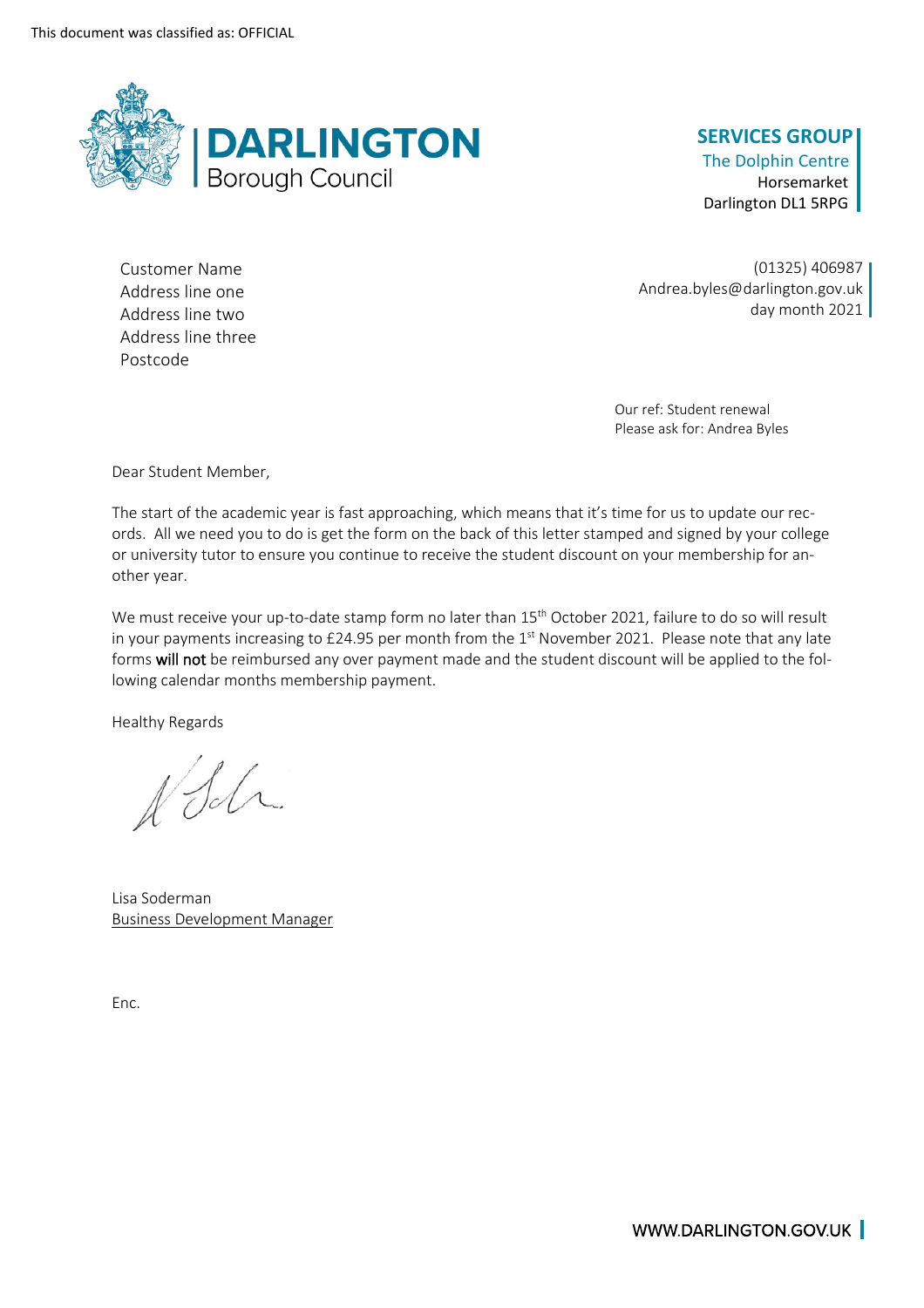This document was classified as: OFFICIAL

**DARLINGTON**
Borough Council

**SERVICES GROUP**
The Dolphin Centre
Horsemarket
Darlington DL1 5RPG

Customer Name
Address line one
Address line two
Address line three
Postcode

(01325) 406987
Andrea.byles@darlington.gov.uk
day month 2021

Our ref: Student renewal
Please ask for: Andrea Byles

Dear Student Member,

The start of the academic year is fast approaching, which means that it's time for us to update our records. All we need you to do is get the form on the back of this letter stamped and signed by your college or university tutor to ensure you continue to receive the student discount on your membership for another year.

We must receive your up-to-date stamp form no later than 15th October 2021, failure to do so will result in your payments increasing to £24.95 per month from the 1st November 2021. Please note that any late forms **will not** be reimbursed any over payment made and the student discount will be applied to the following calendar months membership payment.

Healthy Regards

Lisa Soderman
Business Development Manager

Enc.

WWW.DARLINGTON.GOV.UK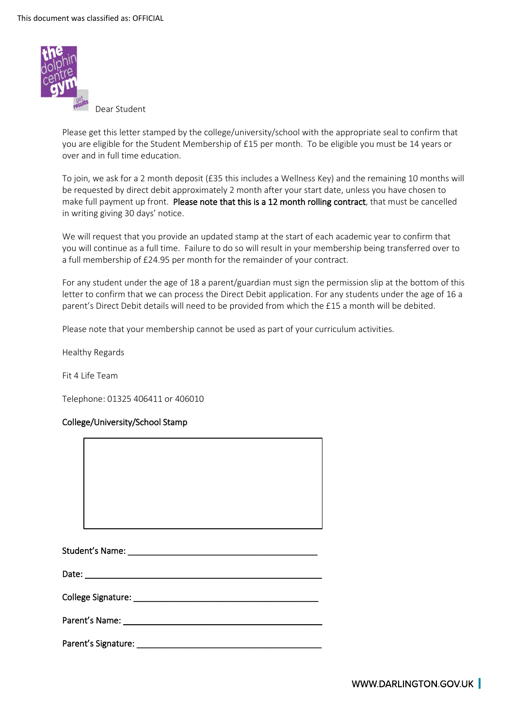This document was classified as: OFFICIAL

Dear Student

Please get this letter stamped by the college/university/school with the appropriate seal to confirm that you are eligible for the Student Membership of £15 per month. To be eligible you must be 14 years or over and in full time education.

To join, we ask for a 2 month deposit (£35 this includes a Wellness Key) and the remaining 10 months will be requested by direct debit approximately 2 month after your start date, unless you have chosen to make full payment up front. **Please note that this is a 12 month rolling contract**, that must be cancelled in writing giving 30 days' notice.

We will request that you provide an updated stamp at the start of each academic year to confirm that you will continue as a full time. Failure to do so will result in your membership being transferred over to a full membership of £24.95 per month for the remainder of your contract.

For any student under the age of 18 a parent/guardian must sign the permission slip at the bottom of this letter to confirm that we can process the Direct Debit application. For any students under the age of 16 a parent's Direct Debit details will need to be provided from which the £15 a month will be debited.

Please note that your membership cannot be used as part of your curriculum activities.

Healthy Regards

Fit 4 Life Team

Telephone: 01325 406411 or 406010

**College/University/School Stamp**

| |
|---|
| |

**Student's Name:** ________________________________________

**Date:** ________________________________________

**College Signature:** ________________________________________

**Parent's Name:** ________________________________________

**Parent's Signature:** ________________________________________

WWW.DARLINGTON.GOV.UK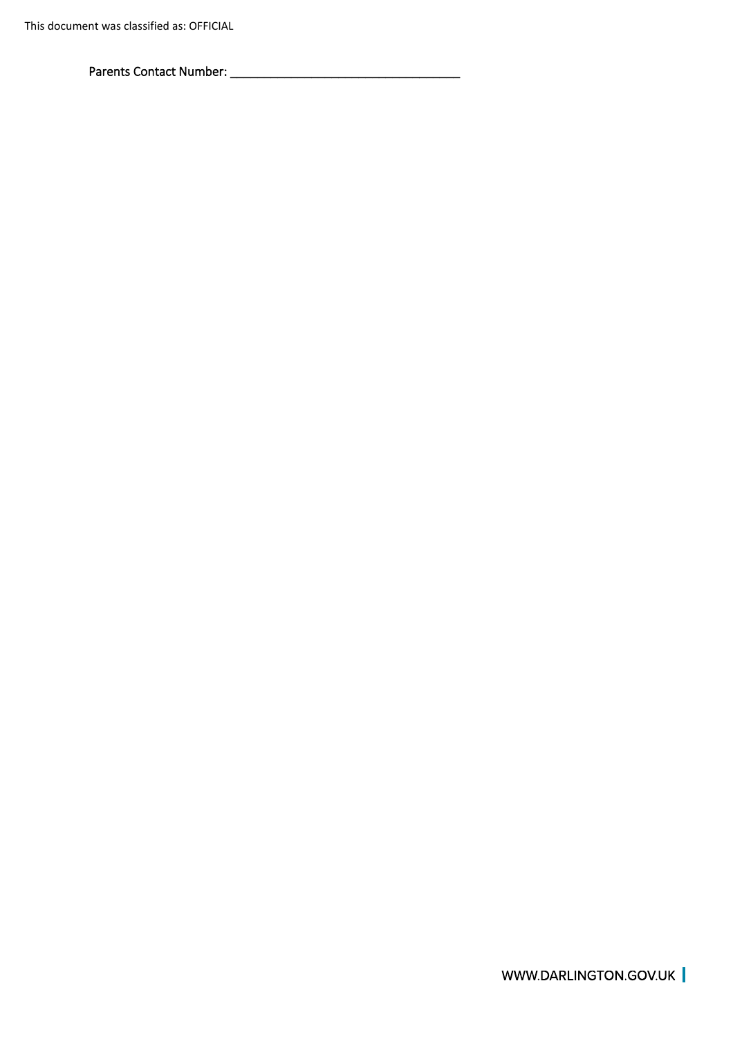Parents Contact Number: ___________________________________